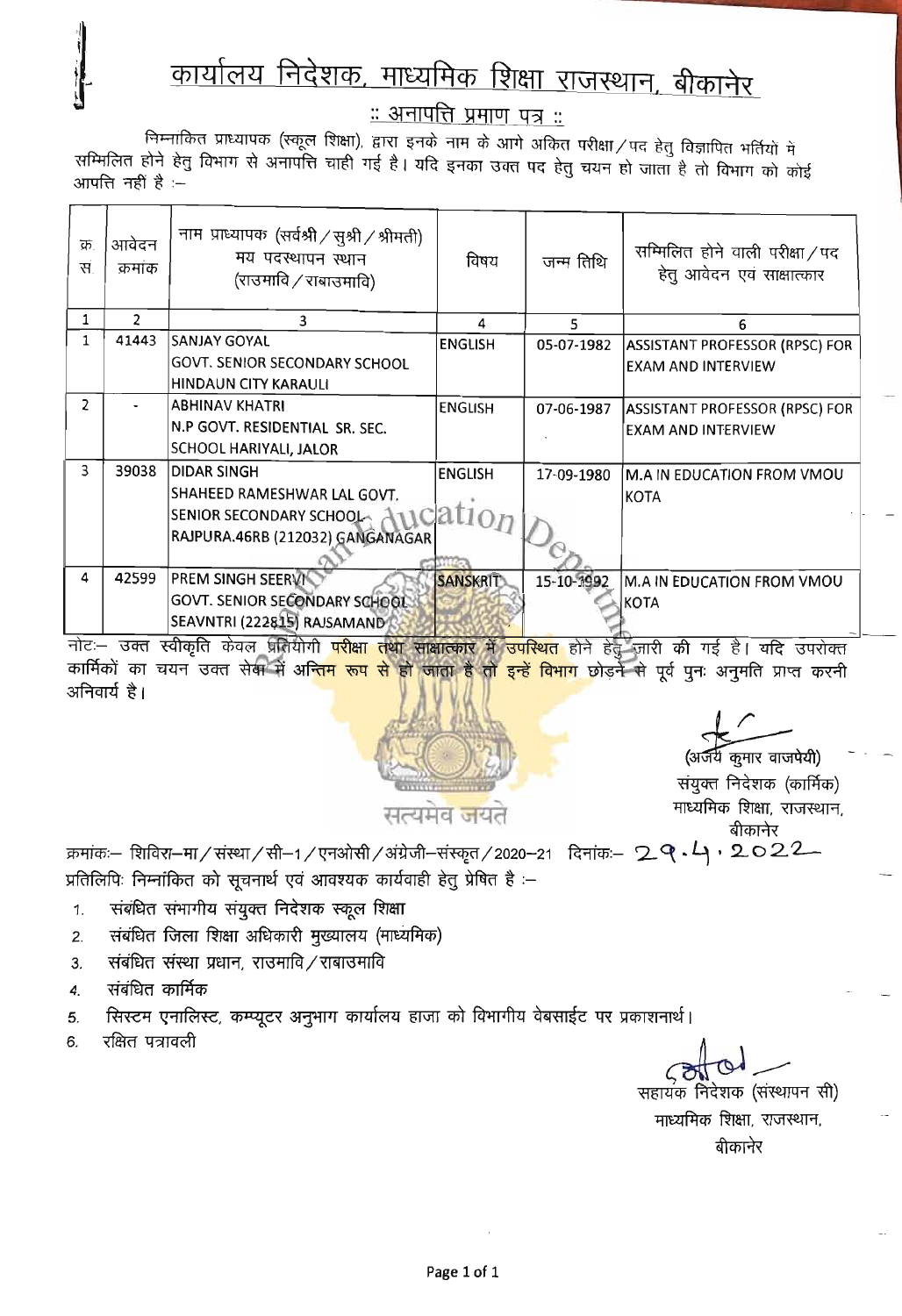# कार्यालय निदेशक, माध्यमिक शिक्षा राजस्थान, बीकानेर

## :: अनापत्ति प्रमाण पत्र ::

निम्नांकित प्राध्यापक (स्कूल शिक्षा), द्वारा इनके नाम के आगे अंकित परीक्षा/पद हेतु विज्ञापित भर्तियों मे सम्मिलित होने हेतु विभाग से अनापत्ति चाही गई है। यदि इनका उक्त पद हेतु चयन हो जाता है तो विभाग को कोई आपत्ति नही है :–

| क्र. स. | आवेदन क्रमांक | नाम प्राध्यापक (सर्वश्री/सुश्री/श्रीमती) मय पदस्थापन स्थान (राउमावि/राबाउमावि) | विषय | जन्म तिथि | सम्मिलित होने वाली परीक्षा/पद हेतु आवेदन एवं साक्षात्कार |
|---|---|---|---|---|---|
| 1 | 2 | 3 | 4 | 5 | 6 |
| 1 | 41443 | SANJAY GOYAL GOVT. SENIOR SECONDARY SCHOOL HINDAUN CITY KARAULI | ENGLISH | 05-07-1982 | ASSISTANT PROFESSOR (RPSC) FOR EXAM AND INTERVIEW |
| 2 | - | ABHINAV KHATRI N.P GOVT. RESIDENTIAL SR. SEC. SCHOOL HARIYALI, JALOR | ENGLISH | 07-06-1987 | ASSISTANT PROFESSOR (RPSC) FOR EXAM AND INTERVIEW |
| 3 | 39038 | DIDAR SINGH SHAHEED RAMESHWAR LAL GOVT. SENIOR SECONDARY SCHOOL RAJPURA.46RB (212032) GANGANAGAR | ENGLISH | 17-09-1980 | M.A IN EDUCATION FROM VMOU KOTA |
| 4 | 42599 | PREM SINGH SEERVI GOVT. SENIOR SECONDARY SCHOOL SEAVNTRI (222815) RAJSAMAND | SANSKRIT | 15-10-1992 | M.A IN EDUCATION FROM VMOU KOTA |

नोटः– उक्त स्वीकृति केवल प्रतियोगी परीक्षा तथा साक्षात्कार में उपस्थित होने हेतु जारी की गई है। यदि उपरोक्त कार्मिकों का चयन उक्त सेवा में अन्तिम रूप से हो जाता है तो इन्हें विभाग छोड़ने से पूर्व पुनः अनुमति प्राप्त करनी अनिवार्य है।

(अजय कुमार वाजपेयी)
संयुक्त निदेशक (कार्मिक)
माध्यमिक शिक्षा, राजस्थान,
बीकानेर

क्रमांकः– शिविरा–मा/संस्था/सी–1/एनओसी/अंग्रेजी–संस्कृत/2020–21 दिनांकः– 29.4.2022

प्रतिलिपिः निम्नांकित को सूचनार्थ एवं आवश्यक कार्यवाही हेतु प्रेषित है :–

1. संबंधित संभागीय संयुक्त निदेशक स्कूल शिक्षा
2. संबंधित जिला शिक्षा अधिकारी मुख्यालय (माध्यमिक)
3. संबंधित संस्था प्रधान, राउमावि/राबाउमावि
4. संबंधित कार्मिक
5. सिस्टम एनालिस्ट, कम्प्यूटर अनुभाग कार्यालय हाजा को विभागीय वेबसाईट पर प्रकाशनार्थ।
6. रक्षित पत्रावली

सहायक निदेशक (संस्थापन सी)
माध्यमिक शिक्षा, राजस्थान,
बीकानेर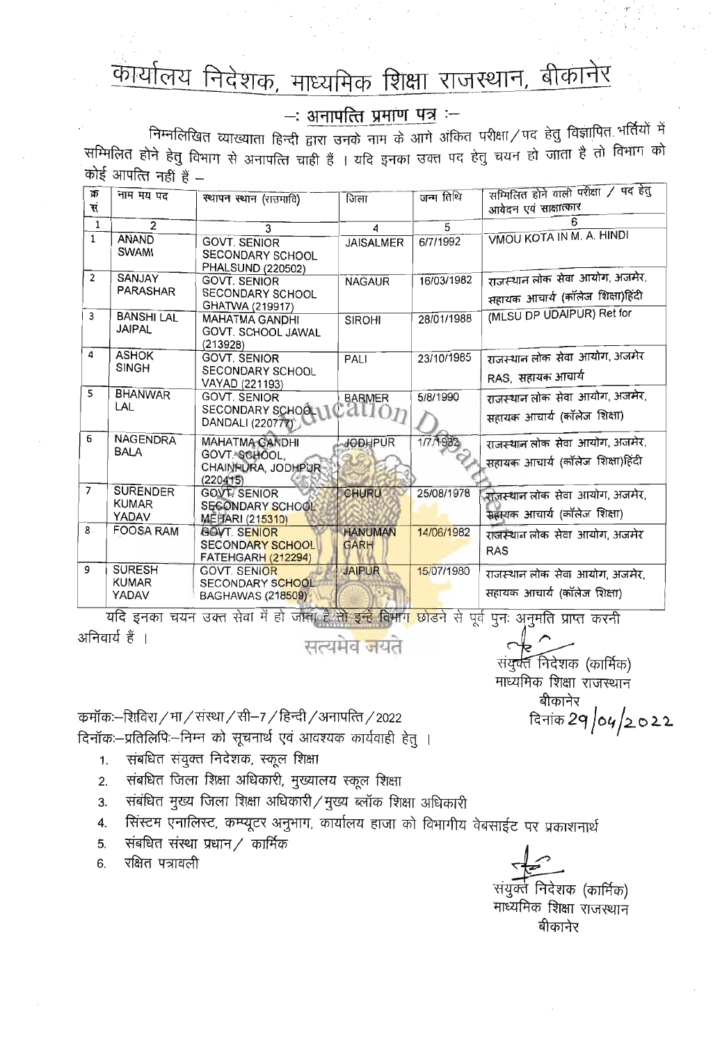# कार्यालय निदेशक, माध्यमिक शिक्षा राजस्थान, बीकानेर

## —: अनापत्ति प्रमाण पत्र :—

निम्नलिखित व्याख्याता हिन्दी द्वारा उनके नाम के आगे अंकित परीक्षा/पद हेतु विज्ञापित भर्तियों में सम्मिलित होने हेतु विभाग से अनापत्ति चाही हैं । यदि इनका उक्त पद हेतु चयन हो जाता है तो विभाग को कोई आपत्ति नहीं हैं —

| क्र सं | नाम मय पद | स्थापन स्थान (राउमावि) | जिला | जन्म तिथि | सम्मिलित होने वाली परीक्षा / पद हेतु आवेदन एवं साक्षात्कार |
|---|---|---|---|---|---|
| 1 | 2 | 3 | 4 | 5 | 6 |
| 1 | ANAND SWAMI | GOVT. SENIOR SECONDARY SCHOOL PHALSUND (220502) | JAISALMER | 6/7/1992 | VMOU KOTA IN M. A. HINDI |
| 2 | SANJAY PARASHAR | GOVT. SENIOR SECONDARY SCHOOL GHATWA (219917) | NAGAUR | 16/03/1982 | राजस्थान लोक सेवा आयोग, अजमेर, सहायक आचार्य (कॉलेज शिक्षा)हिंदी |
| 3 | BANSHI LAL JAIPAL | MAHATMA GANDHI GOVT. SCHOOL JAWAL (213928) | SIROHI | 28/01/1988 | (MLSU DP UDAIPUR) Ret for |
| 4 | ASHOK SINGH | GOVT. SENIOR SECONDARY SCHOOL VAYAD (221193) | PALI | 23/10/1985 | राजस्थान लोक सेवा आयोग, अजमेर RAS, सहायक आचार्य |
| 5 | BHANWAR LAL | GOVT. SENIOR SECONDARY SCHOOL DANDALI (220777) | BARMER | 5/8/1990 | राजस्थान लोक सेवा आयोग, अजमेर, सहायक आचार्य (कॉलेज शिक्षा) |
| 6 | NAGENDRA BALA | MAHATMA GANDHI GOVT. SCHOOL, CHAINPURA, JODHPUR (220415) | JODHPUR | 1/7/1982 | राजस्थान लोक सेवा आयोग, अजमेर, सहायक आचार्य (कॉलेज शिक्षा)हिंदी |
| 7 | SURENDER KUMAR YADAV | GOVT. SENIOR SECONDARY SCHOOL MEHARI (215310) | CHURU | 25/08/1978 | राजस्थान लोक सेवा आयोग, अजमेर, सहायक आचार्य (कॉलेज शिक्षा) |
| 8 | FOOSA RAM | GOVT. SENIOR SECONDARY SCHOOL FATEHGARH (212294) | HANUMAN GARH | 14/06/1982 | राजस्थान लोक सेवा आयोग, अजमेर RAS |
| 9 | SURESH KUMAR YADAV | GOVT. SENIOR SECONDARY SCHOOL BAGHAWAS (218509) | JAIPUR | 15/07/1980 | राजस्थान लोक सेवा आयोग, अजमेर, सहायक आचार्य (कॉलेज शिक्षा) |

यदि इनका चयन उक्त सेवा में हो जाता है तो इन्हें विभाग छोड़ने से पूर्व पुनः अनुमति प्राप्त करनी अनिवार्य हैं ।

सत्यमेव जयते

संयुक्त निदेशक (कार्मिक)
माध्यमिक शिक्षा राजस्थान
बीकानेर
दिनांक 29/04/2022

कमांक:—शिविरा/मा/संस्था/सी—7/हिन्दी/अनापत्ति/2022
दिनांक:—प्रतिलिपि:—निम्न को सूचनार्थ एवं आवश्यक कार्यवाही हेतु ।

1. संबधित संयुक्त निदेशक, स्कूल शिक्षा
2. संबधित जिला शिक्षा अधिकारी, मुख्यालय स्कूल शिक्षा
3. संबंधित मुख्य जिला शिक्षा अधिकारी/मुख्य ब्लॉक शिक्षा अधिकारी
4. सिंस्टम एनालिस्ट, कम्प्यूटर अनुभाग, कार्यालय हाजा को विभागीय वेबसाईट पर प्रकाशनार्थ
5. संबधित संस्था प्रधान/ कार्मिक
6. रक्षित पत्रावली

संयुक्त निदेशक (कार्मिक)
माध्यमिक शिक्षा राजस्थान
बीकानेर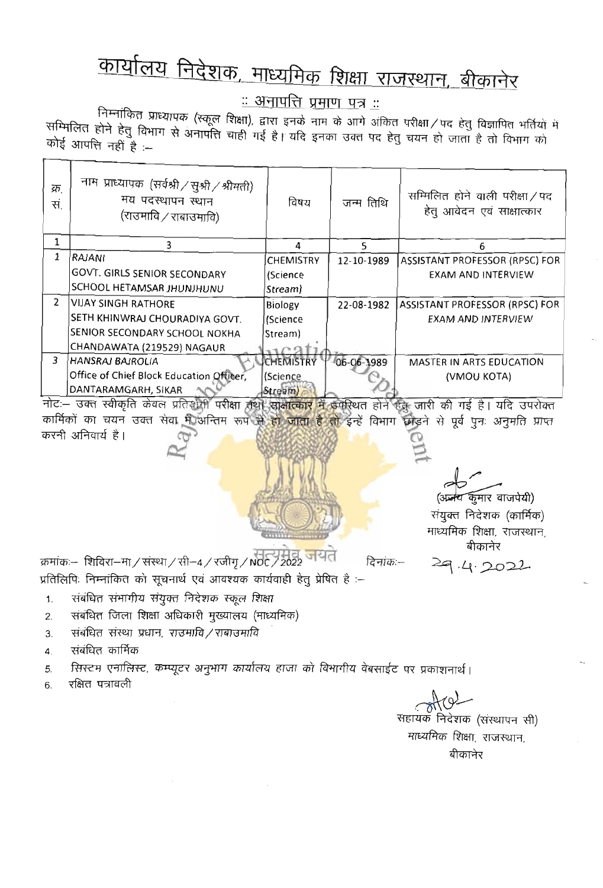# कार्यालय निदेशक, माध्यमिक शिक्षा राजस्थान, बीकानेर

## :: अनापत्ति प्रमाण पत्र ::

निम्नांकित प्राध्यापक (स्कूल शिक्षा), द्वारा इनके नाम के आगे अंकित परीक्षा/पद हेतु विज्ञापित भर्तियों में सम्मिलित होने हेतु विभाग से अनापत्ति चाही गई है। यदि इनका उक्त पद हेतु चयन हो जाता है तो विभाग को कोई आपत्ति नहीं है :–

| क्र. सं. | नाम प्राध्यापक (सर्वश्री/सुश्री/श्रीमती) मय पदस्थापन स्थान (राउमावि/राबाउमावि) | विषय | जन्म तिथि | सम्मिलित होने वाली परीक्षा/पद हेतु आवेदन एवं साक्षात्कार |
|---|---|---|---|---|
| 1 | 3 | 4 | 5 | 6 |
| 1 | RAJANI<br>GOVT. GIRLS SENIOR SECONDARY SCHOOL HETAMSAR JHUNJHUNU | CHEMISTRY (Science Stream) | 12-10-1989 | ASSISTANT PROFESSOR (RPSC) FOR EXAM AND INTERVIEW |
| 2 | VIJAY SINGH RATHORE<br>SETH KHINWRAJ CHOURADIYA GOVT. SENIOR SECONDARY SCHOOL NOKHA CHANDAWATA (219529) NAGAUR | Biology (Science Stream) | 22-08-1982 | ASSISTANT PROFESSOR (RPSC) FOR EXAM AND INTERVIEW |
| 3 | HANSRAJ BAJROLIA<br>Office of Chief Block Education Officer, DANTARAMGARH, SIKAR | CHEMISTRY (Science Stream) | 06-06-1989 | MASTER IN ARTS EDUCATION (VMOU KOTA) |

नोटः– उक्त स्वीकृति केवल प्रतियोगी परीक्षा तथा साक्षात्कार में उपस्थित होने हेतु जारी की गई है। यदि उपरोक्त कार्मिकों का चयन उक्त सेवा में अन्तिम रूप से हो जाता है तो इन्हें विभाग छोड़ने से पूर्व पुनः अनुमति प्राप्त करनी अनिवार्य है।

(अजय कुमार वाजपेयी)
संयुक्त निदेशक (कार्मिक)
माध्यमिक शिक्षा, राजस्थान,
बीकानेर

क्रमांकः– शिविरा–मा/संस्था/सी–4/रजीगृ/NOC/2022 दिनांकः– 29.4.2022

प्रतिलिपिः निम्नांकित को सूचनार्थ एवं आवश्यक कार्यवाही हेतु प्रेषित है :–

1. संबंधित संभागीय संयुक्त निदेशक स्कूल शिक्षा
2. संबंधित जिला शिक्षा अधिकारी मुख्यालय (माध्यमिक)
3. संबंधित संस्था प्रधान, राउमावि/राबाउमावि
4. संबंधित कार्मिक
5. सिस्टम एनालिस्ट, कम्प्यूटर अनुभाग कार्यालय हाजा को विभागीय वेबसाईट पर प्रकाशनार्थ।
6. रक्षित पत्रावली

सहायक निदेशक (संस्थापन सी)
माध्यमिक शिक्षा, राजस्थान,
बीकानेर